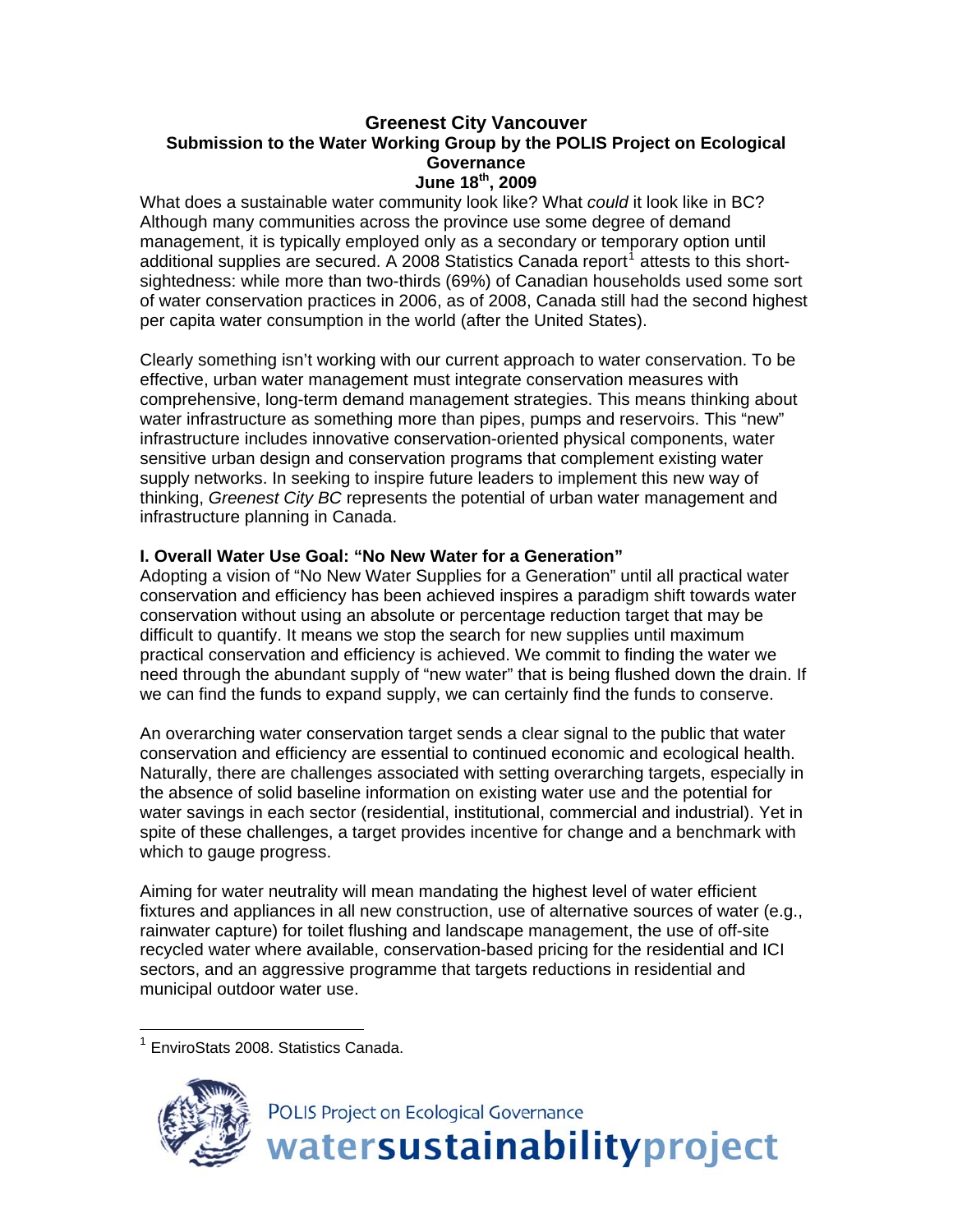# Greenest City Vancouver
## Submission to the Water Working Group by the POLIS Project on Ecological Governance
### June 18th, 2009

What does a sustainable water community look like? What *could* it look like in BC? Although many communities across the province use some degree of demand management, it is typically employed only as a secondary or temporary option until additional supplies are secured. A 2008 Statistics Canada report[1] attests to this short-sightedness: while more than two-thirds (69%) of Canadian households used some sort of water conservation practices in 2006, as of 2008, Canada still had the second highest per capita water consumption in the world (after the United States).

Clearly something isn't working with our current approach to water conservation. To be effective, urban water management must integrate conservation measures with comprehensive, long-term demand management strategies. This means thinking about water infrastructure as something more than pipes, pumps and reservoirs. This "new" infrastructure includes innovative conservation-oriented physical components, water sensitive urban design and conservation programs that complement existing water supply networks. In seeking to inspire future leaders to implement this new way of thinking, *Greenest City BC* represents the potential of urban water management and infrastructure planning in Canada.

**I. Overall Water Use Goal: "No New Water for a Generation"**

Adopting a vision of "No New Water Supplies for a Generation" until all practical water conservation and efficiency has been achieved inspires a paradigm shift towards water conservation without using an absolute or percentage reduction target that may be difficult to quantify. It means we stop the search for new supplies until maximum practical conservation and efficiency is achieved. We commit to finding the water we need through the abundant supply of "new water" that is being flushed down the drain. If we can find the funds to expand supply, we can certainly find the funds to conserve.

An overarching water conservation target sends a clear signal to the public that water conservation and efficiency are essential to continued economic and ecological health. Naturally, there are challenges associated with setting overarching targets, especially in the absence of solid baseline information on existing water use and the potential for water savings in each sector (residential, institutional, commercial and industrial). Yet in spite of these challenges, a target provides incentive for change and a benchmark with which to gauge progress.

Aiming for water neutrality will mean mandating the highest level of water efficient fixtures and appliances in all new construction, use of alternative sources of water (e.g., rainwater capture) for toilet flushing and landscape management, the use of off-site recycled water where available, conservation-based pricing for the residential and ICI sectors, and an aggressive programme that targets reductions in residential and municipal outdoor water use.

[1] EnviroStats 2008. Statistics Canada.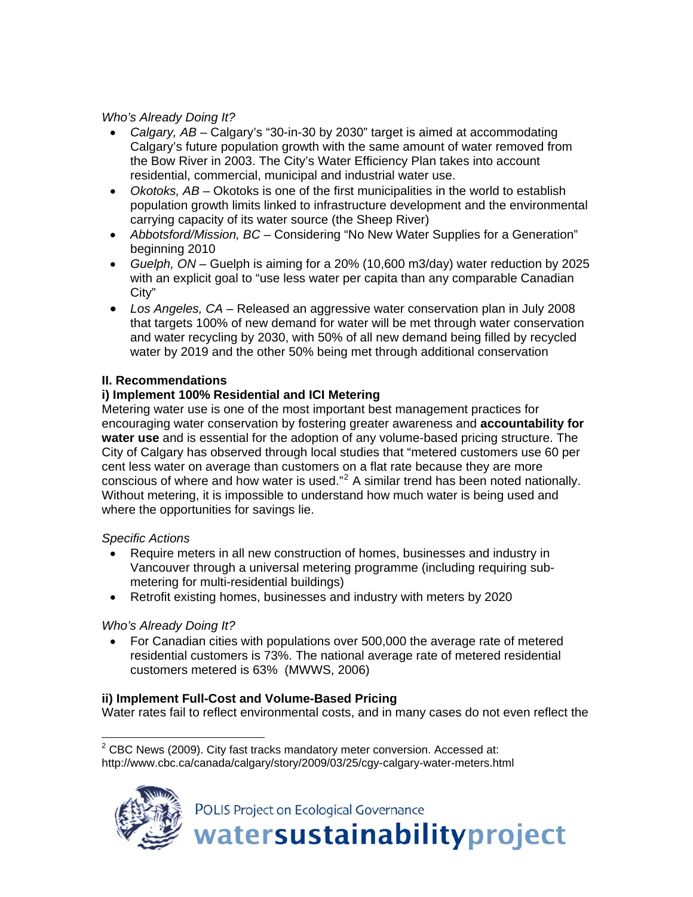*Who's Already Doing It?*

- *Calgary, AB* – Calgary's "30-in-30 by 2030" target is aimed at accommodating Calgary's future population growth with the same amount of water removed from the Bow River in 2003. The City's Water Efficiency Plan takes into account residential, commercial, municipal and industrial water use.
- *Okotoks, AB* – Okotoks is one of the first municipalities in the world to establish population growth limits linked to infrastructure development and the environmental carrying capacity of its water source (the Sheep River)
- *Abbotsford/Mission, BC* – Considering "No New Water Supplies for a Generation" beginning 2010
- *Guelph, ON* – Guelph is aiming for a 20% (10,600 m3/day) water reduction by 2025 with an explicit goal to "use less water per capita than any comparable Canadian City"
- *Los Angeles, CA* – Released an aggressive water conservation plan in July 2008 that targets 100% of new demand for water will be met through water conservation and water recycling by 2030, with 50% of all new demand being filled by recycled water by 2019 and the other 50% being met through additional conservation

## II. Recommendations

### i) Implement 100% Residential and ICI Metering

Metering water use is one of the most important best management practices for encouraging water conservation by fostering greater awareness and **accountability for water use** and is essential for the adoption of any volume-based pricing structure. The City of Calgary has observed through local studies that "metered customers use 60 per cent less water on average than customers on a flat rate because they are more conscious of where and how water is used."[2] A similar trend has been noted nationally. Without metering, it is impossible to understand how much water is being used and where the opportunities for savings lie.

*Specific Actions*

- Require meters in all new construction of homes, businesses and industry in Vancouver through a universal metering programme (including requiring sub-metering for multi-residential buildings)
- Retrofit existing homes, businesses and industry with meters by 2020

*Who's Already Doing It?*

- For Canadian cities with populations over 500,000 the average rate of metered residential customers is 73%. The national average rate of metered residential customers metered is 63% (MWWS, 2006)

### ii) Implement Full-Cost and Volume-Based Pricing

Water rates fail to reflect environmental costs, and in many cases do not even reflect the

[2] CBC News (2009). City fast tracks mandatory meter conversion. Accessed at: http://www.cbc.ca/canada/calgary/story/2009/03/25/cgy-calgary-water-meters.html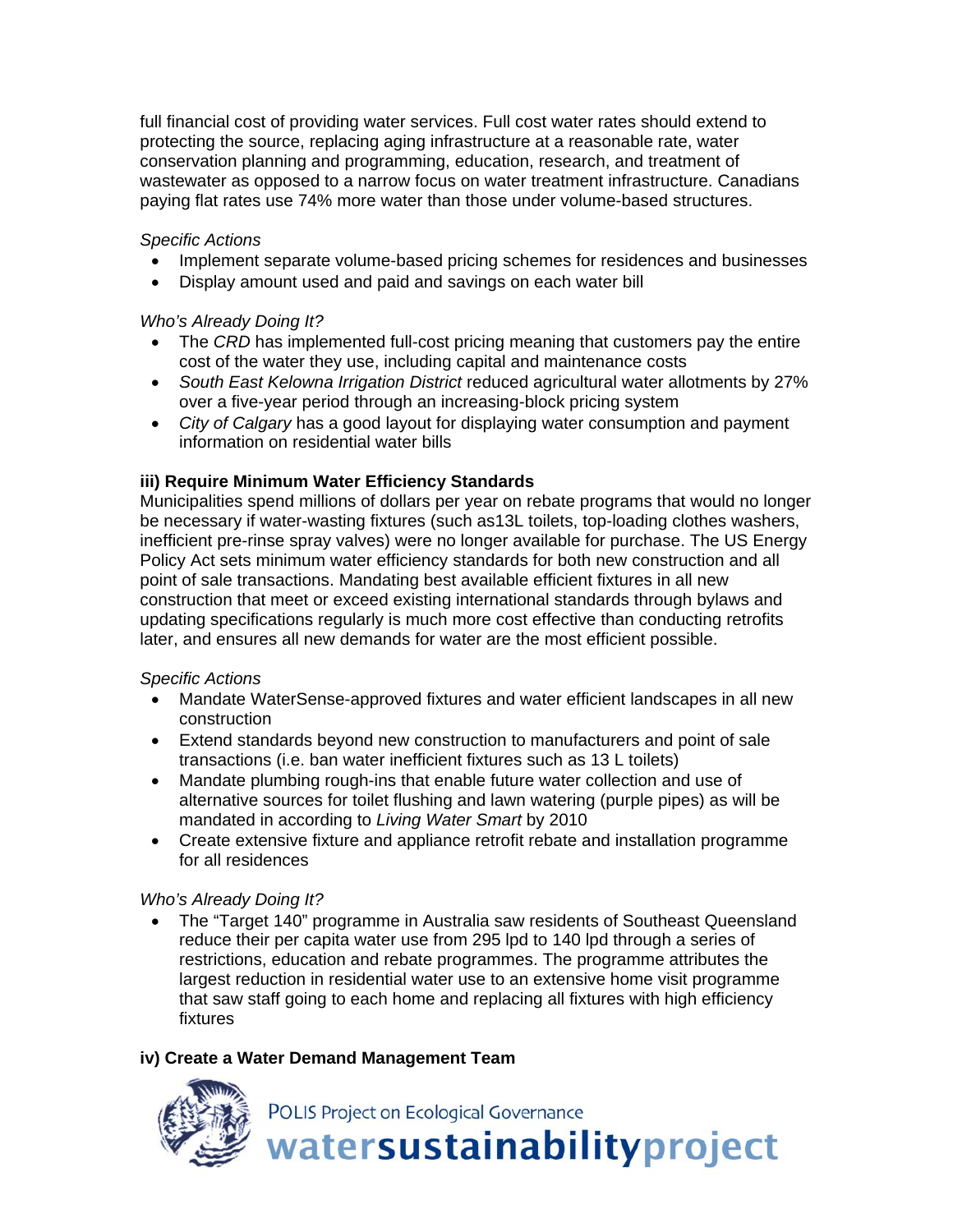full financial cost of providing water services. Full cost water rates should extend to protecting the source, replacing aging infrastructure at a reasonable rate, water conservation planning and programming, education, research, and treatment of wastewater as opposed to a narrow focus on water treatment infrastructure. Canadians paying flat rates use 74% more water than those under volume-based structures.

*Specific Actions*

- Implement separate volume-based pricing schemes for residences and businesses
- Display amount used and paid and savings on each water bill

*Who's Already Doing It?*

- The *CRD* has implemented full-cost pricing meaning that customers pay the entire cost of the water they use, including capital and maintenance costs
- *South East Kelowna Irrigation District* reduced agricultural water allotments by 27% over a five-year period through an increasing-block pricing system
- *City of Calgary* has a good layout for displaying water consumption and payment information on residential water bills

**iii) Require Minimum Water Efficiency Standards**

Municipalities spend millions of dollars per year on rebate programs that would no longer be necessary if water-wasting fixtures (such as13L toilets, top-loading clothes washers, inefficient pre-rinse spray valves) were no longer available for purchase. The US Energy Policy Act sets minimum water efficiency standards for both new construction and all point of sale transactions. Mandating best available efficient fixtures in all new construction that meet or exceed existing international standards through bylaws and updating specifications regularly is much more cost effective than conducting retrofits later, and ensures all new demands for water are the most efficient possible.

*Specific Actions*

- Mandate WaterSense-approved fixtures and water efficient landscapes in all new construction
- Extend standards beyond new construction to manufacturers and point of sale transactions (i.e. ban water inefficient fixtures such as 13 L toilets)
- Mandate plumbing rough-ins that enable future water collection and use of alternative sources for toilet flushing and lawn watering (purple pipes) as will be mandated in according to *Living Water Smart* by 2010
- Create extensive fixture and appliance retrofit rebate and installation programme for all residences

*Who's Already Doing It?*

- The "Target 140" programme in Australia saw residents of Southeast Queensland reduce their per capita water use from 295 lpd to 140 lpd through a series of restrictions, education and rebate programmes. The programme attributes the largest reduction in residential water use to an extensive home visit programme that saw staff going to each home and replacing all fixtures with high efficiency fixtures

**iv) Create a Water Demand Management Team**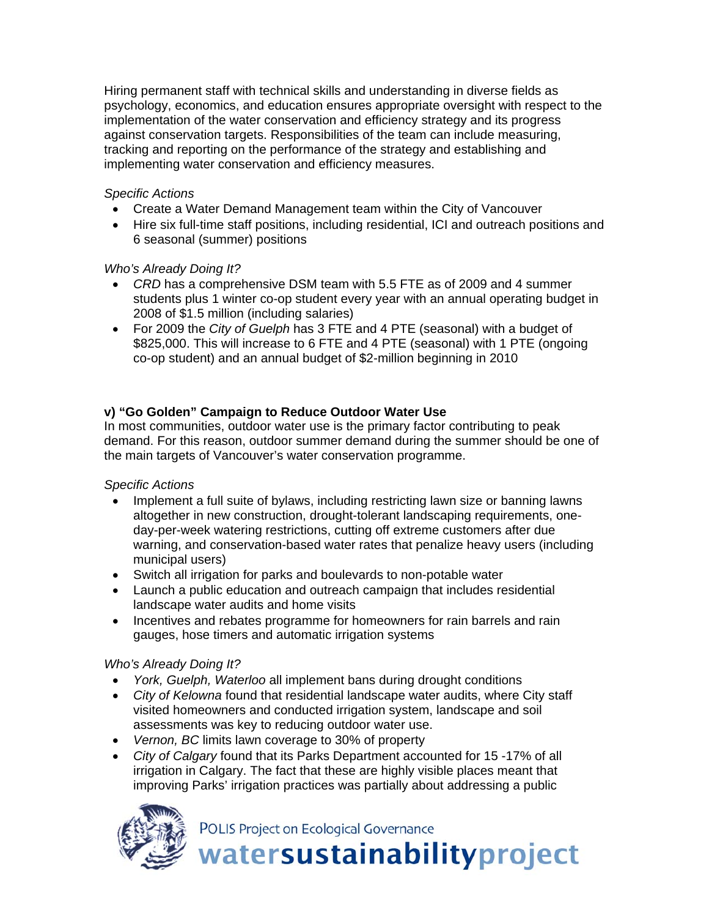Hiring permanent staff with technical skills and understanding in diverse fields as psychology, economics, and education ensures appropriate oversight with respect to the implementation of the water conservation and efficiency strategy and its progress against conservation targets. Responsibilities of the team can include measuring, tracking and reporting on the performance of the strategy and establishing and implementing water conservation and efficiency measures.

*Specific Actions*

- Create a Water Demand Management team within the City of Vancouver
- Hire six full-time staff positions, including residential, ICI and outreach positions and 6 seasonal (summer) positions

*Who's Already Doing It?*

- *CRD* has a comprehensive DSM team with 5.5 FTE as of 2009 and 4 summer students plus 1 winter co-op student every year with an annual operating budget in 2008 of $1.5 million (including salaries)
- For 2009 the *City of Guelph* has 3 FTE and 4 PTE (seasonal) with a budget of $825,000. This will increase to 6 FTE and 4 PTE (seasonal) with 1 PTE (ongoing co-op student) and an annual budget of $2-million beginning in 2010

**v) "Go Golden" Campaign to Reduce Outdoor Water Use**

In most communities, outdoor water use is the primary factor contributing to peak demand. For this reason, outdoor summer demand during the summer should be one of the main targets of Vancouver's water conservation programme.

*Specific Actions*

- Implement a full suite of bylaws, including restricting lawn size or banning lawns altogether in new construction, drought-tolerant landscaping requirements, one-day-per-week watering restrictions, cutting off extreme customers after due warning, and conservation-based water rates that penalize heavy users (including municipal users)
- Switch all irrigation for parks and boulevards to non-potable water
- Launch a public education and outreach campaign that includes residential landscape water audits and home visits
- Incentives and rebates programme for homeowners for rain barrels and rain gauges, hose timers and automatic irrigation systems

*Who's Already Doing It?*

- *York, Guelph, Waterloo* all implement bans during drought conditions
- *City of Kelowna* found that residential landscape water audits, where City staff visited homeowners and conducted irrigation system, landscape and soil assessments was key to reducing outdoor water use.
- *Vernon, BC* limits lawn coverage to 30% of property
- *City of Calgary* found that its Parks Department accounted for 15 -17% of all irrigation in Calgary. The fact that these are highly visible places meant that improving Parks' irrigation practices was partially about addressing a public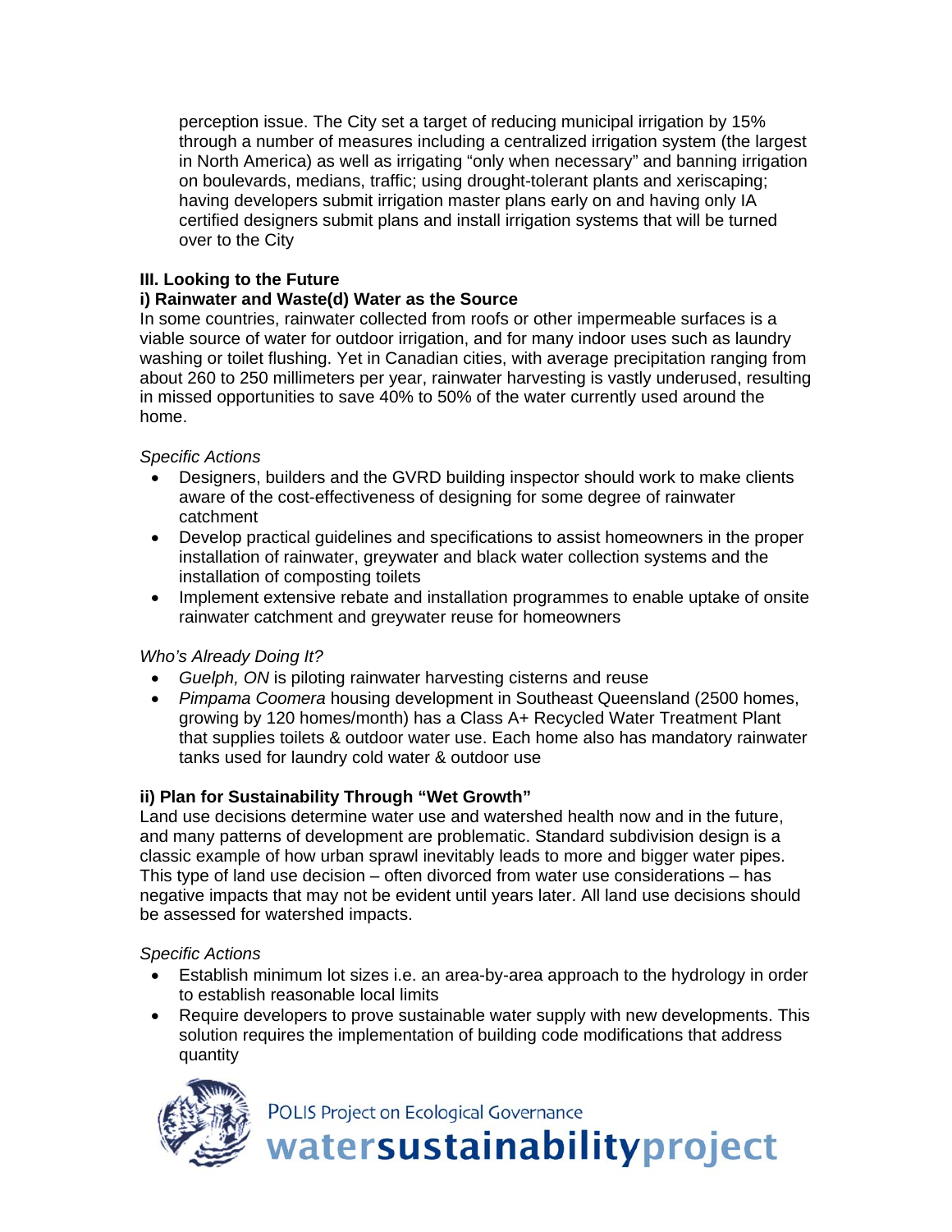perception issue. The City set a target of reducing municipal irrigation by 15% through a number of measures including a centralized irrigation system (the largest in North America) as well as irrigating "only when necessary" and banning irrigation on boulevards, medians, traffic; using drought-tolerant plants and xeriscaping; having developers submit irrigation master plans early on and having only IA certified designers submit plans and install irrigation systems that will be turned over to the City

### III. Looking to the Future

#### i) Rainwater and Waste(d) Water as the Source

In some countries, rainwater collected from roofs or other impermeable surfaces is a viable source of water for outdoor irrigation, and for many indoor uses such as laundry washing or toilet flushing. Yet in Canadian cities, with average precipitation ranging from about 260 to 250 millimeters per year, rainwater harvesting is vastly underused, resulting in missed opportunities to save 40% to 50% of the water currently used around the home.

*Specific Actions*

- Designers, builders and the GVRD building inspector should work to make clients aware of the cost-effectiveness of designing for some degree of rainwater catchment
- Develop practical guidelines and specifications to assist homeowners in the proper installation of rainwater, greywater and black water collection systems and the installation of composting toilets
- Implement extensive rebate and installation programmes to enable uptake of onsite rainwater catchment and greywater reuse for homeowners

*Who's Already Doing It?*

- *Guelph, ON* is piloting rainwater harvesting cisterns and reuse
- *Pimpama Coomera* housing development in Southeast Queensland (2500 homes, growing by 120 homes/month) has a Class A+ Recycled Water Treatment Plant that supplies toilets & outdoor water use. Each home also has mandatory rainwater tanks used for laundry cold water & outdoor use

#### ii) Plan for Sustainability Through "Wet Growth"

Land use decisions determine water use and watershed health now and in the future, and many patterns of development are problematic. Standard subdivision design is a classic example of how urban sprawl inevitably leads to more and bigger water pipes. This type of land use decision – often divorced from water use considerations – has negative impacts that may not be evident until years later. All land use decisions should be assessed for watershed impacts.

*Specific Actions*

- Establish minimum lot sizes i.e. an area-by-area approach to the hydrology in order to establish reasonable local limits
- Require developers to prove sustainable water supply with new developments. This solution requires the implementation of building code modifications that address quantity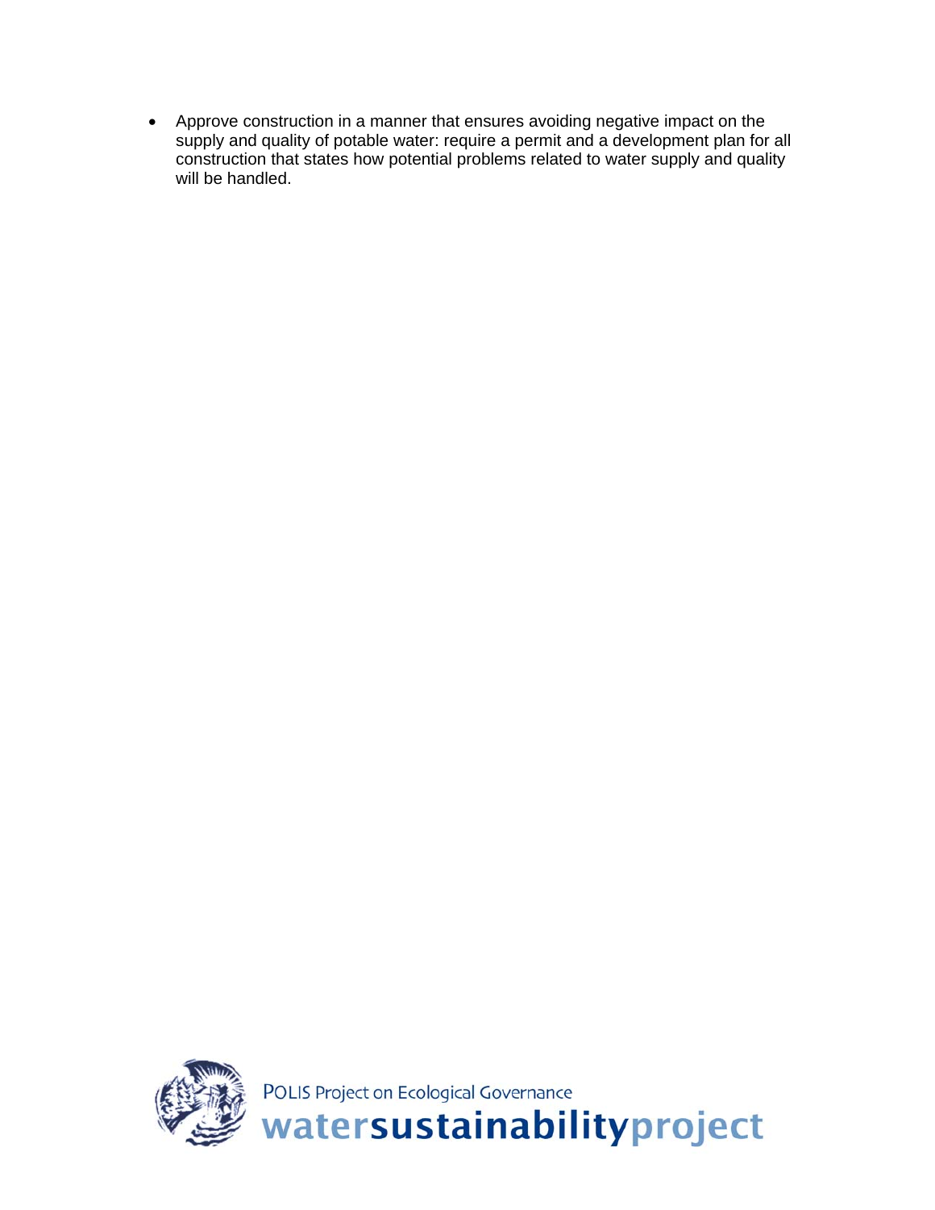- Approve construction in a manner that ensures avoiding negative impact on the supply and quality of potable water: require a permit and a development plan for all construction that states how potential problems related to water supply and quality will be handled.